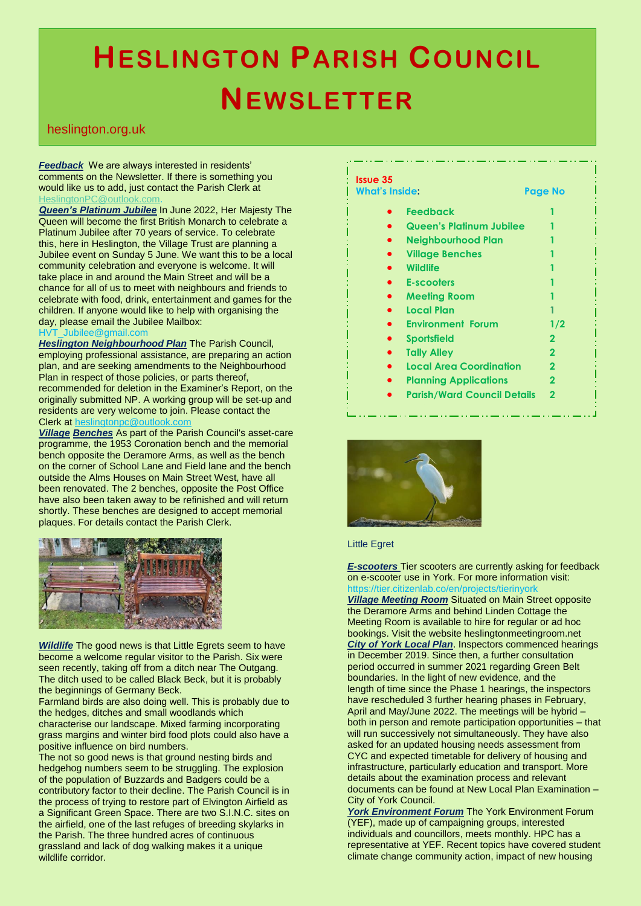# Heslington Parish Council Newsletter

heslington.org.uk

***Feedback*** We are always interested in residents' comments on the Newsletter. If there is something you would like us to add, just contact the Parish Clerk at HeslingtonPC@outlook.com.

***Queen's Platinum Jubilee*** In June 2022, Her Majesty The Queen will become the first British Monarch to celebrate a Platinum Jubilee after 70 years of service. To celebrate this, here in Heslington, the Village Trust are planning a Jubilee event on Sunday 5 June. We want this to be a local community celebration and everyone is welcome. It will take place in and around the Main Street and will be a chance for all of us to meet with neighbours and friends to celebrate with food, drink, entertainment and games for the children. If anyone would like to help with organising the day, please email the Jubilee Mailbox: HVT_Jubilee@gmail.com

***Heslington Neighbourhood Plan*** The Parish Council, employing professional assistance, are preparing an action plan, and are seeking amendments to the Neighbourhood Plan in respect of those policies, or parts thereof, recommended for deletion in the Examiner's Report, on the originally submitted NP. A working group will be set-up and residents are very welcome to join. Please contact the Clerk at heslingtonpc@outlook.com

***Village Benches*** As part of the Parish Council's asset-care programme, the 1953 Coronation bench and the memorial bench opposite the Deramore Arms, as well as the bench on the corner of School Lane and Field lane and the bench outside the Alms Houses on Main Street West, have all been renovated. The 2 benches, opposite the Post Office have also been taken away to be refinished and will return shortly. These benches are designed to accept memorial plaques. For details contact the Parish Clerk.

***Wildlife*** The good news is that Little Egrets seem to have become a welcome regular visitor to the Parish. Six were seen recently, taking off from a ditch near The Outgang. The ditch used to be called Black Beck, but it is probably the beginnings of Germany Beck.

Farmland birds are also doing well. This is probably due to the hedges, ditches and small woodlands which characterise our landscape. Mixed farming incorporating grass margins and winter bird food plots could also have a positive influence on bird numbers.

The not so good news is that ground nesting birds and hedgehog numbers seem to be struggling. The explosion of the population of Buzzards and Badgers could be a contributory factor to their decline. The Parish Council is in the process of trying to restore part of Elvington Airfield as a Significant Green Space. There are two S.I.N.C. sites on the airfield, one of the last refuges of breeding skylarks in the Parish. The three hundred acres of continuous grassland and lack of dog walking makes it a unique wildlife corridor.

**Issue 35**

**What's Inside:**

| What's Inside | Page No |
|---|---|
| Feedback | 1 |
| Queen's Platinum Jubilee | 1 |
| Neighbourhood Plan | 1 |
| Village Benches | 1 |
| Wildlife | 1 |
| E-scooters | 1 |
| Meeting Room | 1 |
| Local Plan | 1 |
| Environment Forum | 1/2 |
| Sportsfield | 2 |
| Tally Alley | 2 |
| Local Area Coordination | 2 |
| Planning Applications | 2 |
| Parish/Ward Council Details | 2 |

Little Egret

***E-scooters*** Tier scooters are currently asking for feedback on e-scooter use in York. For more information visit: https://tier.citizenlab.co/en/projects/tierinyork

***Village Meeting Room*** Situated on Main Street opposite the Deramore Arms and behind Linden Cottage the Meeting Room is available to hire for regular or ad hoc bookings. Visit the website heslingtonmeetingroom.net

***City of York Local Plan***. Inspectors commenced hearings in December 2019. Since then, a further consultation period occurred in summer 2021 regarding Green Belt boundaries. In the light of new evidence, and the length of time since the Phase 1 hearings, the inspectors have rescheduled 3 further hearing phases in February, April and May/June 2022. The meetings will be hybrid – both in person and remote participation opportunities – that will run successively not simultaneously. They have also asked for an updated housing needs assessment from CYC and expected timetable for delivery of housing and infrastructure, particularly education and transport. More details about the examination process and relevant documents can be found at New Local Plan Examination – City of York Council.

***York Environment Forum*** The York Environment Forum (YEF), made up of campaigning groups, interested individuals and councillors, meets monthly. HPC has a representative at YEF. Recent topics have covered student climate change community action, impact of new housing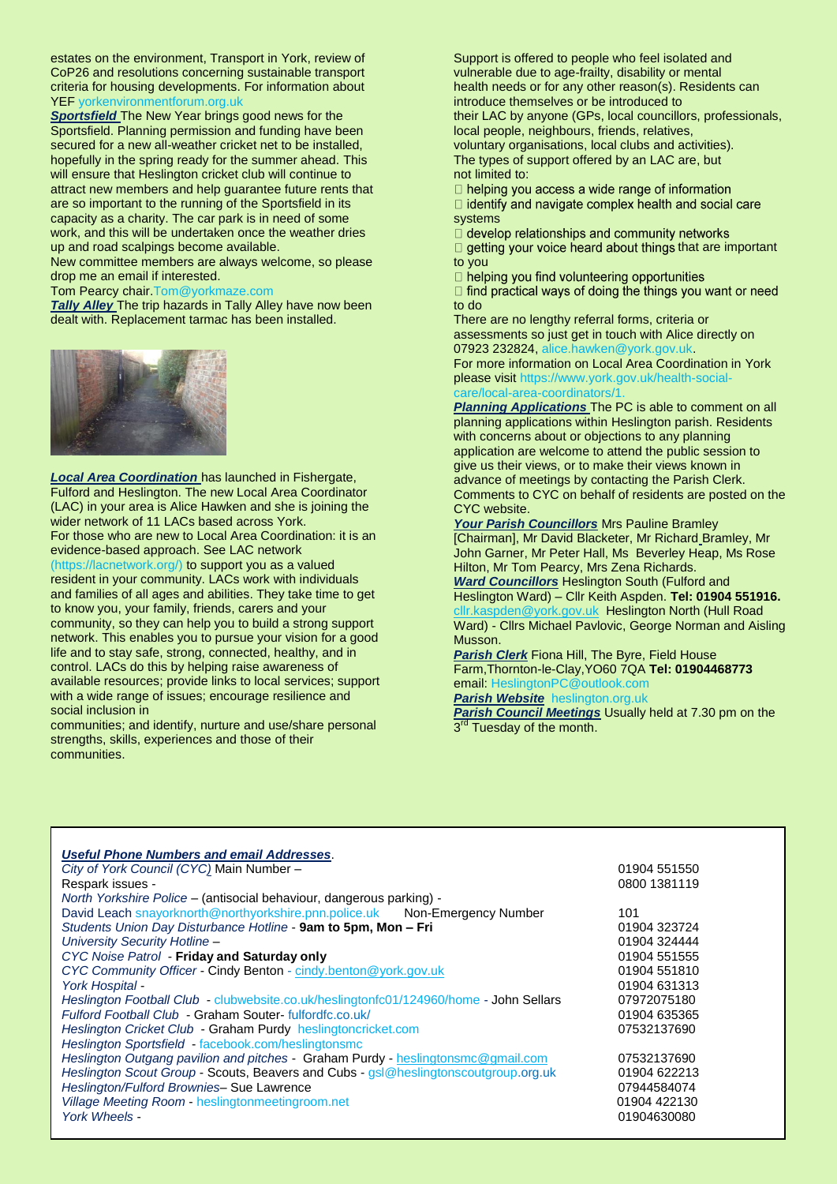estates on the environment, Transport in York, review of CoP26 and resolutions concerning sustainable transport criteria for housing developments. For information about YEF yorkenvironmentforum.org.uk

***Sportsfield*** The New Year brings good news for the Sportsfield. Planning permission and funding have been secured for a new all-weather cricket net to be installed, hopefully in the spring ready for the summer ahead. This will ensure that Heslington cricket club will continue to attract new members and help guarantee future rents that are so important to the running of the Sportsfield in its capacity as a charity. The car park is in need of some work, and this will be undertaken once the weather dries up and road scalpings become available.

New committee members are always welcome, so please drop me an email if interested.

Tom Pearcy chair.Tom@yorkmaze.com

***Tally Alley*** The trip hazards in Tally Alley have now been dealt with. Replacement tarmac has been installed.

***Local Area Coordination*** has launched in Fishergate, Fulford and Heslington. The new Local Area Coordinator (LAC) in your area is Alice Hawken and she is joining the wider network of 11 LACs based across York.

For those who are new to Local Area Coordination: it is an evidence-based approach. See LAC network (https://lacnetwork.org/) to support you as a valued resident in your community. LACs work with individuals and families of all ages and abilities. They take time to get to know you, your family, friends, carers and your community, so they can help you to build a strong support network. This enables you to pursue your vision for a good life and to stay safe, strong, connected, healthy, and in control. LACs do this by helping raise awareness of available resources; provide links to local services; support with a wide range of issues; encourage resilience and social inclusion in communities; and identify, nurture and use/share personal strengths, skills, experiences and those of their communities.

Support is offered to people who feel isolated and vulnerable due to age-frailty, disability or mental health needs or for any other reason(s). Residents can introduce themselves or be introduced to their LAC by anyone (GPs, local councillors, professionals, local people, neighbours, friends, relatives, voluntary organisations, local clubs and activities).

The types of support offered by an LAC are, but not limited to:

- helping you access a wide range of information
- identify and navigate complex health and social care systems
- develop relationships and community networks
- getting your voice heard about things that are important to you
- helping you find volunteering opportunities
- find practical ways of doing the things you want or need to do

There are no lengthy referral forms, criteria or assessments so just get in touch with Alice directly on 07923 232824, alice.hawken@york.gov.uk.

For more information on Local Area Coordination in York please visit https://www.york.gov.uk/health-social-care/local-area-coordinators/1.

***Planning Applications*** The PC is able to comment on all planning applications within Heslington parish. Residents with concerns about or objections to any planning application are welcome to attend the public session to give us their views, or to make their views known in advance of meetings by contacting the Parish Clerk. Comments to CYC on behalf of residents are posted on the CYC website.

***Your Parish Councillors*** Mrs Pauline Bramley [Chairman], Mr David Blacketer, Mr Richard Bramley, Mr John Garner, Mr Peter Hall, Ms Beverley Heap, Ms Rose Hilton, Mr Tom Pearcy, Mrs Zena Richards.

***Ward Councillors*** Heslington South (Fulford and Heslington Ward) – Cllr Keith Aspden. **Tel: 01904 551916.** cllr.kaspden@york.gov.uk Heslington North (Hull Road Ward) - Cllrs Michael Pavlovic, George Norman and Aisling Musson.

***Parish Clerk*** Fiona Hill, The Byre, Field House Farm,Thornton-le-Clay,YO60 7QA **Tel: 01904468773** email: HeslingtonPC@outlook.com

***Parish Website*** heslington.org.uk

***Parish Council Meetings*** Usually held at 7.30 pm on the 3rd Tuesday of the month.

***Useful Phone Numbers and email Addresses***.

| | |
|---|---|
| *City of York Council (CYC)* Main Number – | 01904 551550 |
| Respark issues - | 0800 1381119 |
| *North Yorkshire Police* – (antisocial behaviour, dangerous parking) - David Leach snayorknorth@northyorkshire.pnn.police.uk Non-Emergency Number | 101 |
| *Students Union Day Disturbance Hotline* - **9am to 5pm, Mon – Fri** | 01904 323724 |
| *University Security Hotline* – | 01904 324444 |
| *CYC Noise Patrol* - **Friday and Saturday only** | 01904 551555 |
| *CYC Community Officer* - Cindy Benton - cindy.benton@york.gov.uk | 01904 551810 |
| *York Hospital* - | 01904 631313 |
| *Heslington Football Club* - clubwebsite.co.uk/heslingtonfc01/124960/home - John Sellars | 07972075180 |
| *Fulford Football Club* - Graham Souter- fulfordfc.co.uk/ | 01904 635365 |
| *Heslington Cricket Club* - Graham Purdy heslingtoncricket.com | 07532137690 |
| *Heslington Sportsfield* - facebook.com/heslingtonsmc | |
| *Heslington Outgang pavilion and pitches* - Graham Purdy - heslingtonsmc@gmail.com | 07532137690 |
| *Heslington Scout Group* - Scouts, Beavers and Cubs - gsl@heslingtonscoutgroup.org.uk | 01904 622213 |
| *Heslington/Fulford Brownies*– Sue Lawrence | 07944584074 |
| *Village Meeting Room* - heslingtonmeetingroom.net | 01904 422130 |
| *York Wheels* - | 01904630080 |